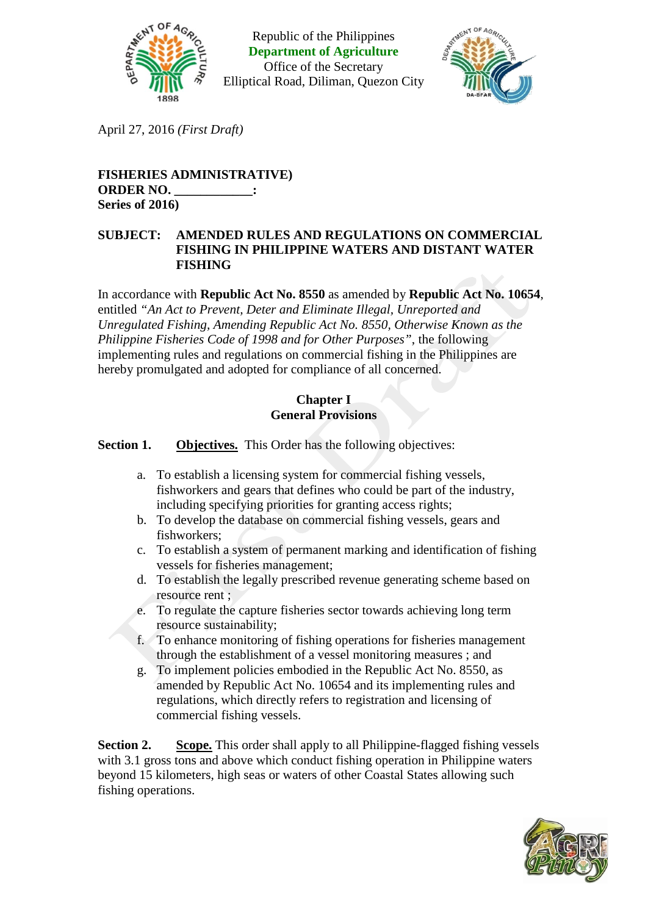Republic of the Philippines
**Department of Agriculture**
Office of the Secretary
Elliptical Road, Diliman, Quezon City

April 27, 2016 *(First Draft)*

**FISHERIES ADMINISTRATIVE)**
**ORDER NO. ___________:**
**Series of 2016)**

**SUBJECT: AMENDED RULES AND REGULATIONS ON COMMERCIAL FISHING IN PHILIPPINE WATERS AND DISTANT WATER FISHING**

In accordance with **Republic Act No. 8550** as amended by **Republic Act No. 10654**, entitled *"An Act to Prevent, Deter and Eliminate Illegal, Unreported and Unregulated Fishing, Amending Republic Act No. 8550, Otherwise Known as the Philippine Fisheries Code of 1998 and for Other Purposes"*, the following implementing rules and regulations on commercial fishing in the Philippines are hereby promulgated and adopted for compliance of all concerned.

## Chapter I
## General Provisions

**Section 1.** **Objectives.** This Order has the following objectives:

a. To establish a licensing system for commercial fishing vessels, fishworkers and gears that defines who could be part of the industry, including specifying priorities for granting access rights;
b. To develop the database on commercial fishing vessels, gears and fishworkers;
c. To establish a system of permanent marking and identification of fishing vessels for fisheries management;
d. To establish the legally prescribed revenue generating scheme based on resource rent ;
e. To regulate the capture fisheries sector towards achieving long term resource sustainability;
f. To enhance monitoring of fishing operations for fisheries management through the establishment of a vessel monitoring measures ; and
g. To implement policies embodied in the Republic Act No. 8550, as amended by Republic Act No. 10654 and its implementing rules and regulations, which directly refers to registration and licensing of commercial fishing vessels.

**Section 2.** **Scope.** This order shall apply to all Philippine-flagged fishing vessels with 3.1 gross tons and above which conduct fishing operation in Philippine waters beyond 15 kilometers, high seas or waters of other Coastal States allowing such fishing operations.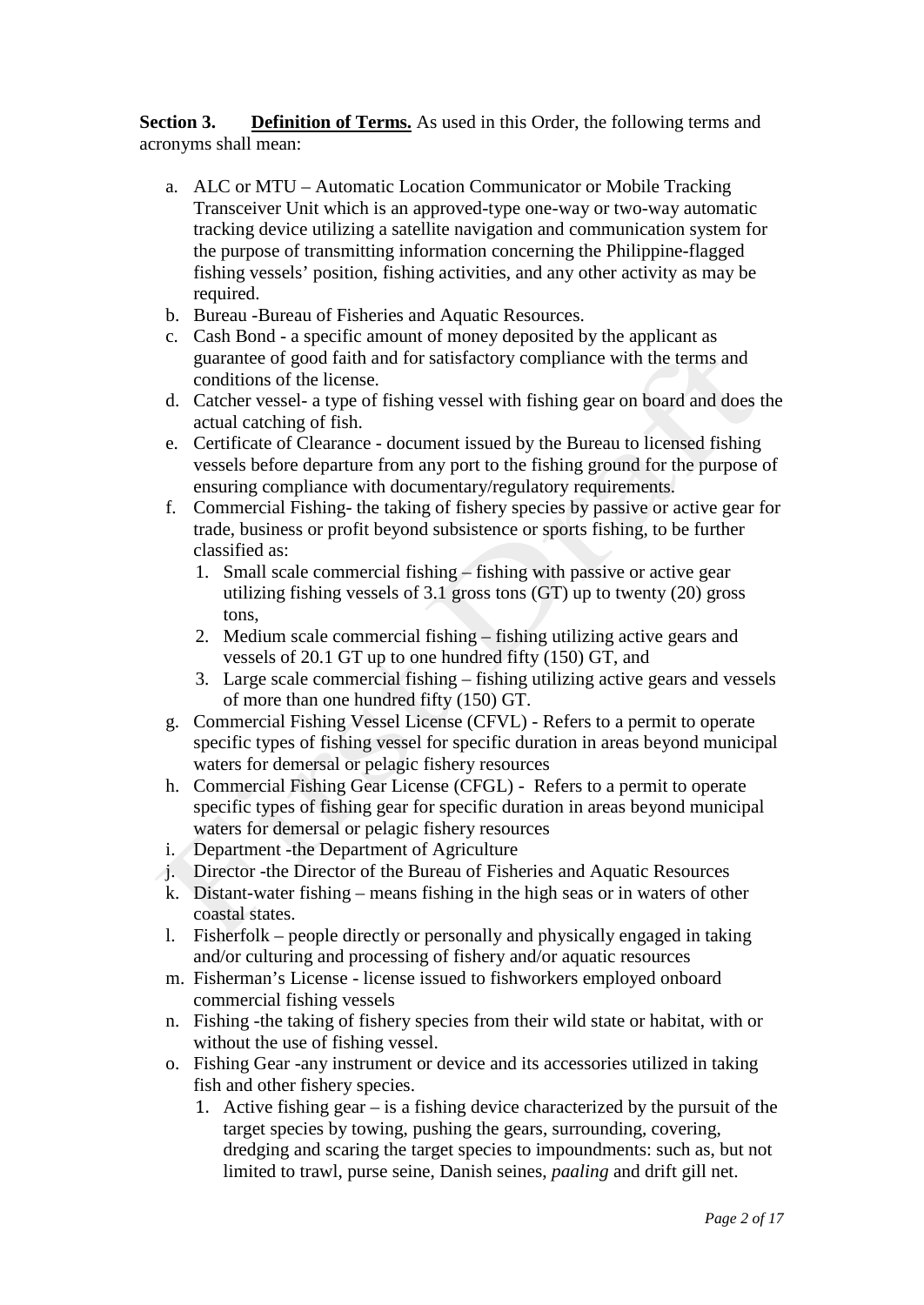**Section 3.** **Definition of Terms.** As used in this Order, the following terms and acronyms shall mean:

a. ALC or MTU – Automatic Location Communicator or Mobile Tracking Transceiver Unit which is an approved-type one-way or two-way automatic tracking device utilizing a satellite navigation and communication system for the purpose of transmitting information concerning the Philippine-flagged fishing vessels' position, fishing activities, and any other activity as may be required.
b. Bureau -Bureau of Fisheries and Aquatic Resources.
c. Cash Bond - a specific amount of money deposited by the applicant as guarantee of good faith and for satisfactory compliance with the terms and conditions of the license.
d. Catcher vessel- a type of fishing vessel with fishing gear on board and does the actual catching of fish.
e. Certificate of Clearance - document issued by the Bureau to licensed fishing vessels before departure from any port to the fishing ground for the purpose of ensuring compliance with documentary/regulatory requirements.
f. Commercial Fishing- the taking of fishery species by passive or active gear for trade, business or profit beyond subsistence or sports fishing, to be further classified as:
   1. Small scale commercial fishing – fishing with passive or active gear utilizing fishing vessels of 3.1 gross tons (GT) up to twenty (20) gross tons,
   2. Medium scale commercial fishing – fishing utilizing active gears and vessels of 20.1 GT up to one hundred fifty (150) GT, and
   3. Large scale commercial fishing – fishing utilizing active gears and vessels of more than one hundred fifty (150) GT.
g. Commercial Fishing Vessel License (CFVL) - Refers to a permit to operate specific types of fishing vessel for specific duration in areas beyond municipal waters for demersal or pelagic fishery resources
h. Commercial Fishing Gear License (CFGL) - Refers to a permit to operate specific types of fishing gear for specific duration in areas beyond municipal waters for demersal or pelagic fishery resources
i. Department -the Department of Agriculture
j. Director -the Director of the Bureau of Fisheries and Aquatic Resources
k. Distant-water fishing – means fishing in the high seas or in waters of other coastal states.
l. Fisherfolk – people directly or personally and physically engaged in taking and/or culturing and processing of fishery and/or aquatic resources
m. Fisherman's License - license issued to fishworkers employed onboard commercial fishing vessels
n. Fishing -the taking of fishery species from their wild state or habitat, with or without the use of fishing vessel.
o. Fishing Gear -any instrument or device and its accessories utilized in taking fish and other fishery species.
   1. Active fishing gear – is a fishing device characterized by the pursuit of the target species by towing, pushing the gears, surrounding, covering, dredging and scaring the target species to impoundments: such as, but not limited to trawl, purse seine, Danish seines, *paaling* and drift gill net.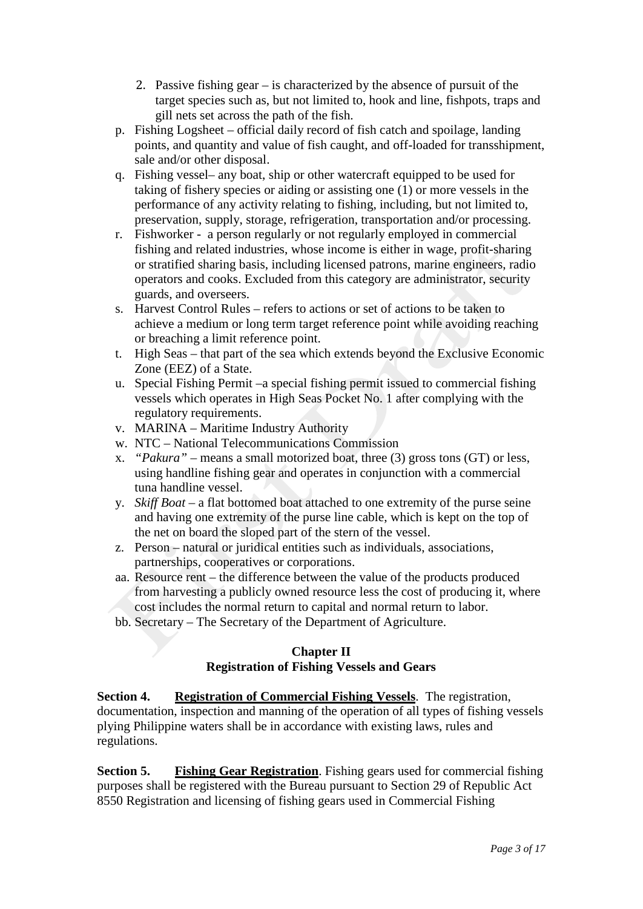2. Passive fishing gear – is characterized by the absence of pursuit of the target species such as, but not limited to, hook and line, fishpots, traps and gill nets set across the path of the fish.

p. Fishing Logsheet – official daily record of fish catch and spoilage, landing points, and quantity and value of fish caught, and off-loaded for transshipment, sale and/or other disposal.

q. Fishing vessel– any boat, ship or other watercraft equipped to be used for taking of fishery species or aiding or assisting one (1) or more vessels in the performance of any activity relating to fishing, including, but not limited to, preservation, supply, storage, refrigeration, transportation and/or processing.

r. Fishworker - a person regularly or not regularly employed in commercial fishing and related industries, whose income is either in wage, profit-sharing or stratified sharing basis, including licensed patrons, marine engineers, radio operators and cooks. Excluded from this category are administrator, security guards, and overseers.

s. Harvest Control Rules – refers to actions or set of actions to be taken to achieve a medium or long term target reference point while avoiding reaching or breaching a limit reference point.

t. High Seas – that part of the sea which extends beyond the Exclusive Economic Zone (EEZ) of a State.

u. Special Fishing Permit –a special fishing permit issued to commercial fishing vessels which operates in High Seas Pocket No. 1 after complying with the regulatory requirements.

v. MARINA – Maritime Industry Authority

w. NTC – National Telecommunications Commission

x. *"Pakura"* – means a small motorized boat, three (3) gross tons (GT) or less, using handline fishing gear and operates in conjunction with a commercial tuna handline vessel.

y. *Skiff Boat* – a flat bottomed boat attached to one extremity of the purse seine and having one extremity of the purse line cable, which is kept on the top of the net on board the sloped part of the stern of the vessel.

z. Person – natural or juridical entities such as individuals, associations, partnerships, cooperatives or corporations.

aa. Resource rent – the difference between the value of the products produced from harvesting a publicly owned resource less the cost of producing it, where cost includes the normal return to capital and normal return to labor.

bb. Secretary – The Secretary of the Department of Agriculture.

## Chapter II
## Registration of Fishing Vessels and Gears

**Section 4.** **Registration of Commercial Fishing Vessels**. The registration, documentation, inspection and manning of the operation of all types of fishing vessels plying Philippine waters shall be in accordance with existing laws, rules and regulations.

**Section 5.** **Fishing Gear Registration**. Fishing gears used for commercial fishing purposes shall be registered with the Bureau pursuant to Section 29 of Republic Act 8550 Registration and licensing of fishing gears used in Commercial Fishing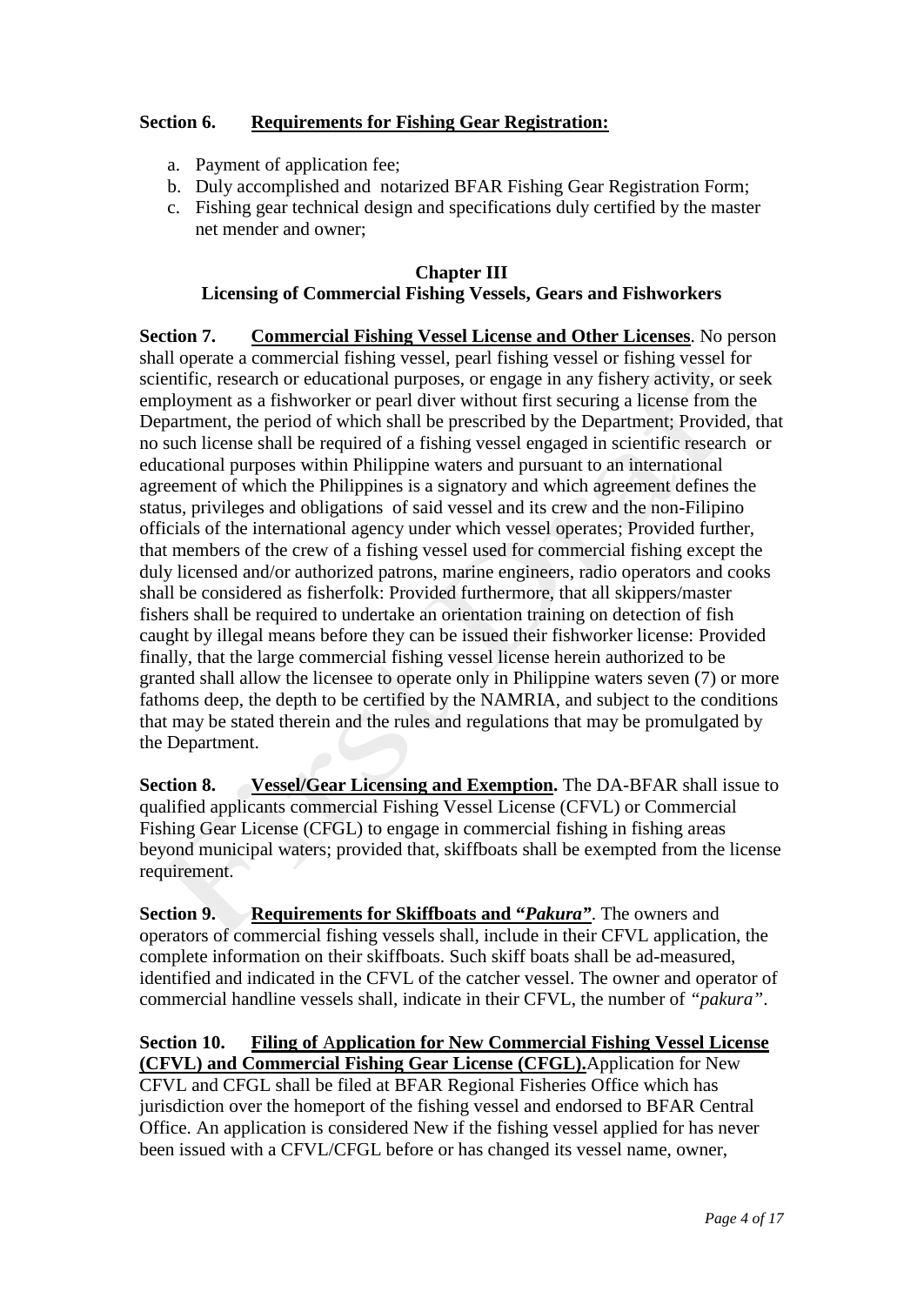**Section 6. Requirements for Fishing Gear Registration:**

a. Payment of application fee;
b. Duly accomplished and notarized BFAR Fishing Gear Registration Form;
c. Fishing gear technical design and specifications duly certified by the master net mender and owner;

## Chapter III
## Licensing of Commercial Fishing Vessels, Gears and Fishworkers

**Section 7. Commercial Fishing Vessel License and Other Licenses**. No person shall operate a commercial fishing vessel, pearl fishing vessel or fishing vessel for scientific, research or educational purposes, or engage in any fishery activity, or seek employment as a fishworker or pearl diver without first securing a license from the Department, the period of which shall be prescribed by the Department; Provided, that no such license shall be required of a fishing vessel engaged in scientific research or educational purposes within Philippine waters and pursuant to an international agreement of which the Philippines is a signatory and which agreement defines the status, privileges and obligations of said vessel and its crew and the non-Filipino officials of the international agency under which vessel operates; Provided further, that members of the crew of a fishing vessel used for commercial fishing except the duly licensed and/or authorized patrons, marine engineers, radio operators and cooks shall be considered as fisherfolk: Provided furthermore, that all skippers/master fishers shall be required to undertake an orientation training on detection of fish caught by illegal means before they can be issued their fishworker license: Provided finally, that the large commercial fishing vessel license herein authorized to be granted shall allow the licensee to operate only in Philippine waters seven (7) or more fathoms deep, the depth to be certified by the NAMRIA, and subject to the conditions that may be stated therein and the rules and regulations that may be promulgated by the Department.

**Section 8. Vessel/Gear Licensing and Exemption.** The DA-BFAR shall issue to qualified applicants commercial Fishing Vessel License (CFVL) or Commercial Fishing Gear License (CFGL) to engage in commercial fishing in fishing areas beyond municipal waters; provided that, skiffboats shall be exempted from the license requirement.

**Section 9. Requirements for Skiffboats and "*Pakura*"**. The owners and operators of commercial fishing vessels shall, include in their CFVL application, the complete information on their skiffboats. Such skiff boats shall be ad-measured, identified and indicated in the CFVL of the catcher vessel. The owner and operator of commercial handline vessels shall, indicate in their CFVL, the number of *"pakura"*.

**Section 10. Filing of Application for New Commercial Fishing Vessel License (CFVL) and Commercial Fishing Gear License (CFGL).** Application for New CFVL and CFGL shall be filed at BFAR Regional Fisheries Office which has jurisdiction over the homeport of the fishing vessel and endorsed to BFAR Central Office. An application is considered New if the fishing vessel applied for has never been issued with a CFVL/CFGL before or has changed its vessel name, owner,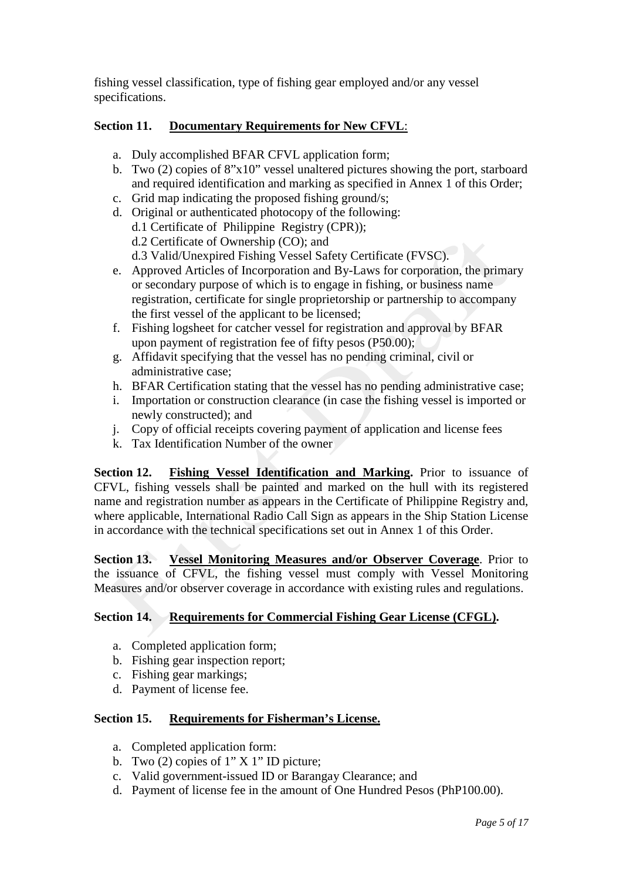fishing vessel classification, type of fishing gear employed and/or any vessel specifications.

**Section 11. <u>Documentary Requirements for New CFVL</u>:**

a. Duly accomplished BFAR CFVL application form;
b. Two (2) copies of 8"x10" vessel unaltered pictures showing the port, starboard and required identification and marking as specified in Annex 1 of this Order;
c. Grid map indicating the proposed fishing ground/s;
d. Original or authenticated photocopy of the following:
   d.1 Certificate of Philippine Registry (CPR));
   d.2 Certificate of Ownership (CO); and
   d.3 Valid/Unexpired Fishing Vessel Safety Certificate (FVSC).
e. Approved Articles of Incorporation and By-Laws for corporation, the primary or secondary purpose of which is to engage in fishing, or business name registration, certificate for single proprietorship or partnership to accompany the first vessel of the applicant to be licensed;
f. Fishing logsheet for catcher vessel for registration and approval by BFAR upon payment of registration fee of fifty pesos (P50.00);
g. Affidavit specifying that the vessel has no pending criminal, civil or administrative case;
h. BFAR Certification stating that the vessel has no pending administrative case;
i. Importation or construction clearance (in case the fishing vessel is imported or newly constructed); and
j. Copy of official receipts covering payment of application and license fees
k. Tax Identification Number of the owner

**Section 12. <u>Fishing Vessel Identification and Marking</u>.** Prior to issuance of CFVL, fishing vessels shall be painted and marked on the hull with its registered name and registration number as appears in the Certificate of Philippine Registry and, where applicable, International Radio Call Sign as appears in the Ship Station License in accordance with the technical specifications set out in Annex 1 of this Order.

**Section 13. <u>Vessel Monitoring Measures and/or Observer Coverage</u>**. Prior to the issuance of CFVL, the fishing vessel must comply with Vessel Monitoring Measures and/or observer coverage in accordance with existing rules and regulations.

**Section 14. <u>Requirements for Commercial Fishing Gear License (CFGL)</u>.**

a. Completed application form;
b. Fishing gear inspection report;
c. Fishing gear markings;
d. Payment of license fee.

**Section 15. <u>Requirements for Fisherman's License.</u>**

a. Completed application form:
b. Two (2) copies of 1" X 1" ID picture;
c. Valid government-issued ID or Barangay Clearance; and
d. Payment of license fee in the amount of One Hundred Pesos (PhP100.00).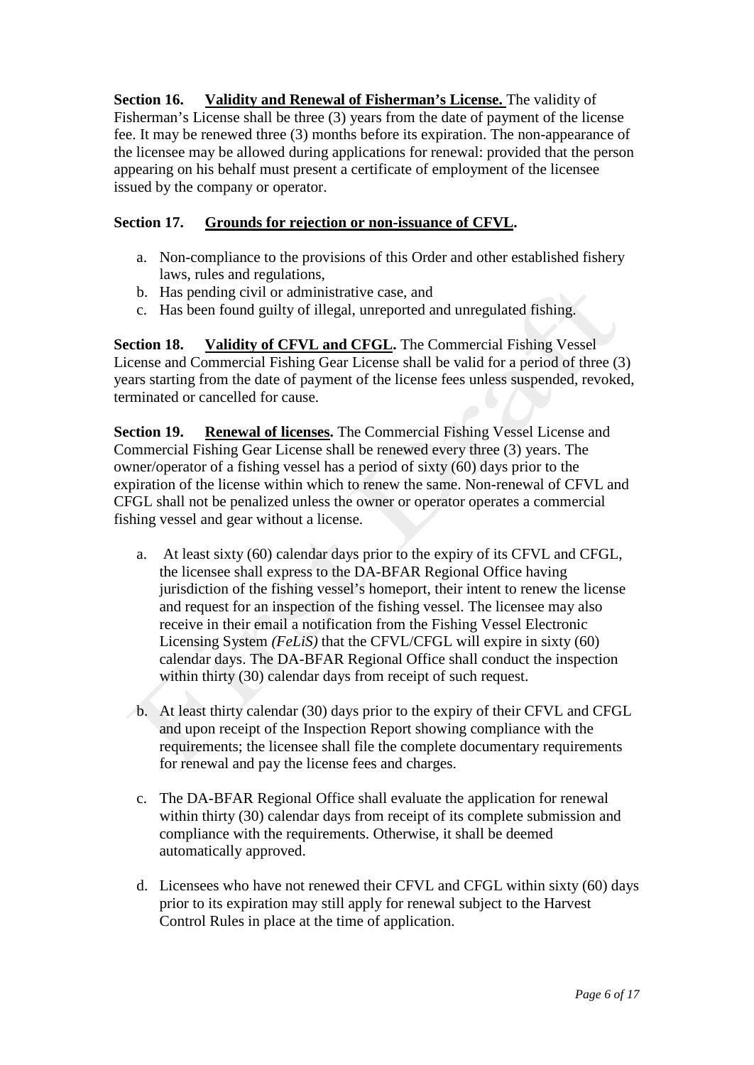**Section 16. Validity and Renewal of Fisherman's License.** The validity of Fisherman's License shall be three (3) years from the date of payment of the license fee. It may be renewed three (3) months before its expiration. The non-appearance of the licensee may be allowed during applications for renewal: provided that the person appearing on his behalf must present a certificate of employment of the licensee issued by the company or operator.

**Section 17. Grounds for rejection or non-issuance of CFVL.**

a. Non-compliance to the provisions of this Order and other established fishery laws, rules and regulations,
b. Has pending civil or administrative case, and
c. Has been found guilty of illegal, unreported and unregulated fishing.

**Section 18. Validity of CFVL and CFGL.** The Commercial Fishing Vessel License and Commercial Fishing Gear License shall be valid for a period of three (3) years starting from the date of payment of the license fees unless suspended, revoked, terminated or cancelled for cause.

**Section 19. Renewal of licenses.** The Commercial Fishing Vessel License and Commercial Fishing Gear License shall be renewed every three (3) years. The owner/operator of a fishing vessel has a period of sixty (60) days prior to the expiration of the license within which to renew the same. Non-renewal of CFVL and CFGL shall not be penalized unless the owner or operator operates a commercial fishing vessel and gear without a license.

a. At least sixty (60) calendar days prior to the expiry of its CFVL and CFGL, the licensee shall express to the DA-BFAR Regional Office having jurisdiction of the fishing vessel's homeport, their intent to renew the license and request for an inspection of the fishing vessel. The licensee may also receive in their email a notification from the Fishing Vessel Electronic Licensing System *(FeLiS)* that the CFVL/CFGL will expire in sixty (60) calendar days. The DA-BFAR Regional Office shall conduct the inspection within thirty (30) calendar days from receipt of such request.

b. At least thirty calendar (30) days prior to the expiry of their CFVL and CFGL and upon receipt of the Inspection Report showing compliance with the requirements; the licensee shall file the complete documentary requirements for renewal and pay the license fees and charges.

c. The DA-BFAR Regional Office shall evaluate the application for renewal within thirty (30) calendar days from receipt of its complete submission and compliance with the requirements. Otherwise, it shall be deemed automatically approved.

d. Licensees who have not renewed their CFVL and CFGL within sixty (60) days prior to its expiration may still apply for renewal subject to the Harvest Control Rules in place at the time of application.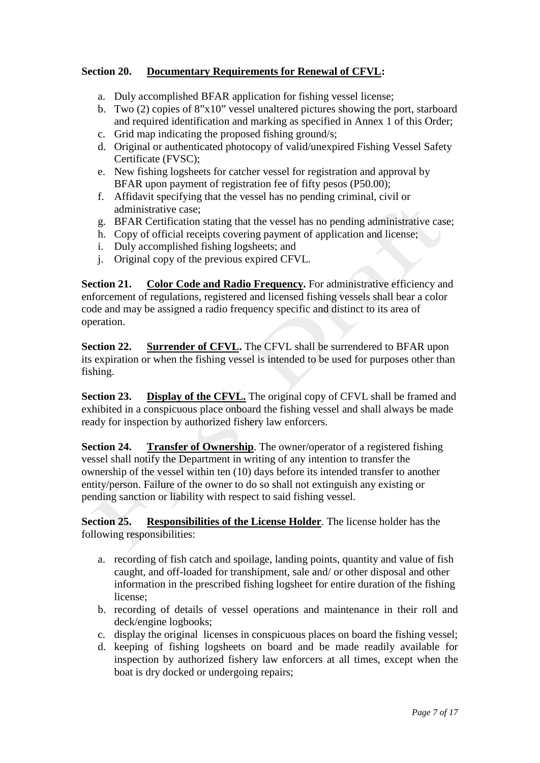**Section 20. Documentary Requirements for Renewal of CFVL:**

a. Duly accomplished BFAR application for fishing vessel license;
b. Two (2) copies of 8"x10" vessel unaltered pictures showing the port, starboard and required identification and marking as specified in Annex 1 of this Order;
c. Grid map indicating the proposed fishing ground/s;
d. Original or authenticated photocopy of valid/unexpired Fishing Vessel Safety Certificate (FVSC);
e. New fishing logsheets for catcher vessel for registration and approval by BFAR upon payment of registration fee of fifty pesos (P50.00);
f. Affidavit specifying that the vessel has no pending criminal, civil or administrative case;
g. BFAR Certification stating that the vessel has no pending administrative case;
h. Copy of official receipts covering payment of application and license;
i. Duly accomplished fishing logsheets; and
j. Original copy of the previous expired CFVL.

**Section 21. Color Code and Radio Frequency.** For administrative efficiency and enforcement of regulations, registered and licensed fishing vessels shall bear a color code and may be assigned a radio frequency specific and distinct to its area of operation.

**Section 22. Surrender of CFVL.** The CFVL shall be surrendered to BFAR upon its expiration or when the fishing vessel is intended to be used for purposes other than fishing.

**Section 23. Display of the CFVL.** The original copy of CFVL shall be framed and exhibited in a conspicuous place onboard the fishing vessel and shall always be made ready for inspection by authorized fishery law enforcers.

**Section 24. Transfer of Ownership**. The owner/operator of a registered fishing vessel shall notify the Department in writing of any intention to transfer the ownership of the vessel within ten (10) days before its intended transfer to another entity/person. Failure of the owner to do so shall not extinguish any existing or pending sanction or liability with respect to said fishing vessel.

**Section 25. Responsibilities of the License Holder**. The license holder has the following responsibilities:

a. recording of fish catch and spoilage, landing points, quantity and value of fish caught, and off-loaded for transhipment, sale and/ or other disposal and other information in the prescribed fishing logsheet for entire duration of the fishing license;
b. recording of details of vessel operations and maintenance in their roll and deck/engine logbooks;
c. display the original licenses in conspicuous places on board the fishing vessel;
d. keeping of fishing logsheets on board and be made readily available for inspection by authorized fishery law enforcers at all times, except when the boat is dry docked or undergoing repairs;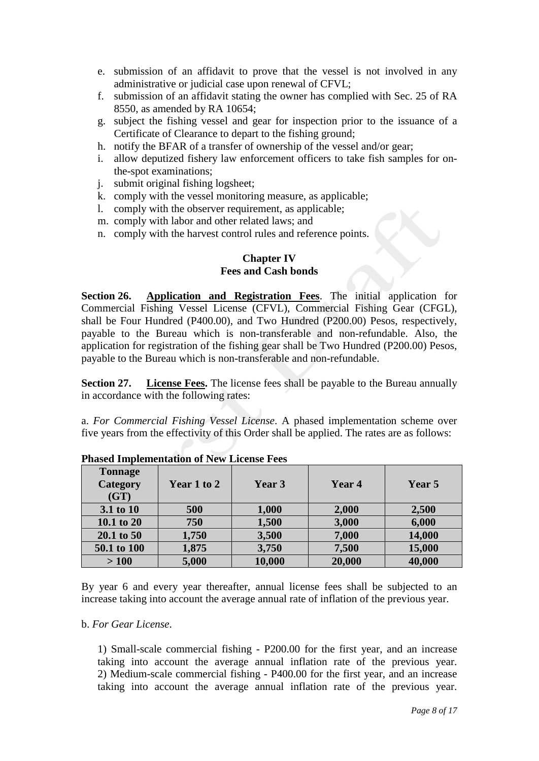e. submission of an affidavit to prove that the vessel is not involved in any administrative or judicial case upon renewal of CFVL;
f. submission of an affidavit stating the owner has complied with Sec. 25 of RA 8550, as amended by RA 10654;
g. subject the fishing vessel and gear for inspection prior to the issuance of a Certificate of Clearance to depart to the fishing ground;
h. notify the BFAR of a transfer of ownership of the vessel and/or gear;
i. allow deputized fishery law enforcement officers to take fish samples for on-the-spot examinations;
j. submit original fishing logsheet;
k. comply with the vessel monitoring measure, as applicable;
l. comply with the observer requirement, as applicable;
m. comply with labor and other related laws; and
n. comply with the harvest control rules and reference points.

## Chapter IV
## Fees and Cash bonds

**Section 26. <u>Application and Registration Fees</u>**. The initial application for Commercial Fishing Vessel License (CFVL), Commercial Fishing Gear (CFGL), shall be Four Hundred (P400.00), and Two Hundred (P200.00) Pesos, respectively, payable to the Bureau which is non-transferable and non-refundable. Also, the application for registration of the fishing gear shall be Two Hundred (P200.00) Pesos, payable to the Bureau which is non-transferable and non-refundable.

**Section 27. <u>License Fees.</u>** The license fees shall be payable to the Bureau annually in accordance with the following rates:

a. *For Commercial Fishing Vessel License*. A phased implementation scheme over five years from the effectivity of this Order shall be applied. The rates are as follows:

**Phased Implementation of New License Fees**

| Tonnage Category (GT) | Year 1 to 2 | Year 3 | Year 4 | Year 5 |
|---|---|---|---|---|
| 3.1 to 10 | 500 | 1,000 | 2,000 | 2,500 |
| 10.1 to 20 | 750 | 1,500 | 3,000 | 6,000 |
| 20.1 to 50 | 1,750 | 3,500 | 7,000 | 14,000 |
| 50.1 to 100 | 1,875 | 3,750 | 7,500 | 15,000 |
| > 100 | 5,000 | 10,000 | 20,000 | 40,000 |

By year 6 and every year thereafter, annual license fees shall be subjected to an increase taking into account the average annual rate of inflation of the previous year.

b. *For Gear License*.

1) Small-scale commercial fishing - P200.00 for the first year, and an increase taking into account the average annual inflation rate of the previous year.
2) Medium-scale commercial fishing - P400.00 for the first year, and an increase taking into account the average annual inflation rate of the previous year.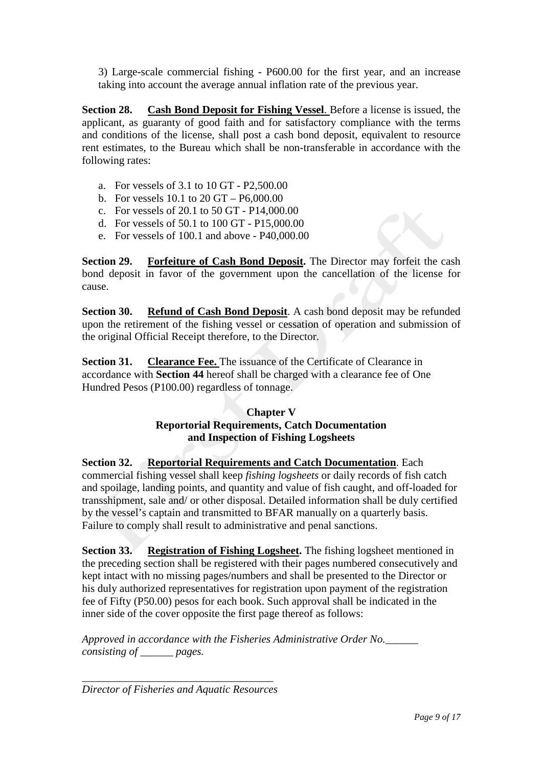3) Large-scale commercial fishing - P600.00 for the first year, and an increase taking into account the average annual inflation rate of the previous year.

**Section 28. <u>Cash Bond Deposit for Fishing Vessel</u>**. Before a license is issued, the applicant, as guaranty of good faith and for satisfactory compliance with the terms and conditions of the license, shall post a cash bond deposit, equivalent to resource rent estimates, to the Bureau which shall be non-transferable in accordance with the following rates:

a. For vessels of 3.1 to 10 GT - P2,500.00
b. For vessels 10.1 to 20 GT – P6,000.00
c. For vessels of 20.1 to 50 GT - P14,000.00
d. For vessels of 50.1 to 100 GT - P15,000.00
e. For vessels of 100.1 and above - P40,000.00

**Section 29. <u>Forfeiture of Cash Bond Deposit</u>.** The Director may forfeit the cash bond deposit in favor of the government upon the cancellation of the license for cause.

**Section 30. <u>Refund of Cash Bond Deposit</u>**. A cash bond deposit may be refunded upon the retirement of the fishing vessel or cessation of operation and submission of the original Official Receipt therefore, to the Director.

**Section 31. <u>Clearance Fee.</u>** The issuance of the Certificate of Clearance in accordance with **Section 44** hereof shall be charged with a clearance fee of One Hundred Pesos (P100.00) regardless of tonnage.

## Chapter V
## Reportorial Requirements, Catch Documentation and Inspection of Fishing Logsheets

**Section 32. <u>Reportorial Requirements and Catch Documentation</u>**. Each commercial fishing vessel shall keep *fishing logsheets* or daily records of fish catch and spoilage, landing points, and quantity and value of fish caught, and off-loaded for transshipment, sale and/ or other disposal. Detailed information shall be duly certified by the vessel's captain and transmitted to BFAR manually on a quarterly basis. Failure to comply shall result to administrative and penal sanctions.

**Section 33. <u>Registration of Fishing Logsheet</u>.** The fishing logsheet mentioned in the preceding section shall be registered with their pages numbered consecutively and kept intact with no missing pages/numbers and shall be presented to the Director or his duly authorized representatives for registration upon payment of the registration fee of Fifty (P50.00) pesos for each book. Such approval shall be indicated in the inner side of the cover opposite the first page thereof as follows:

*Approved in accordance with the Fisheries Administrative Order No.______ consisting of ______ pages.*

___________________________________
*Director of Fisheries and Aquatic Resources*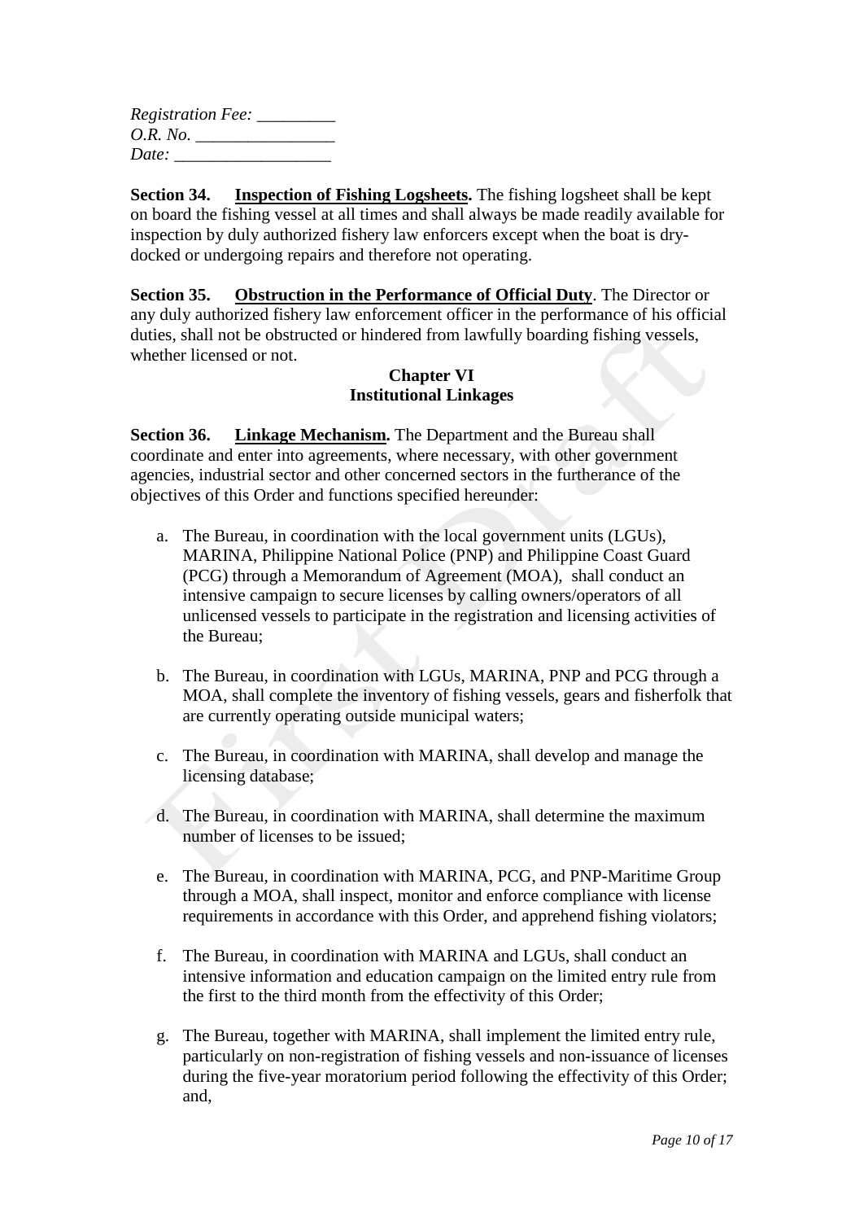*Registration Fee:* _________
*O.R. No.* ________________
*Date:* __________________

**Section 34. Inspection of Fishing Logsheets.** The fishing logsheet shall be kept on board the fishing vessel at all times and shall always be made readily available for inspection by duly authorized fishery law enforcers except when the boat is dry-docked or undergoing repairs and therefore not operating.

**Section 35. Obstruction in the Performance of Official Duty**. The Director or any duly authorized fishery law enforcement officer in the performance of his official duties, shall not be obstructed or hindered from lawfully boarding fishing vessels, whether licensed or not.

## Chapter VI
## Institutional Linkages

**Section 36. Linkage Mechanism.** The Department and the Bureau shall coordinate and enter into agreements, where necessary, with other government agencies, industrial sector and other concerned sectors in the furtherance of the objectives of this Order and functions specified hereunder:

a. The Bureau, in coordination with the local government units (LGUs), MARINA, Philippine National Police (PNP) and Philippine Coast Guard (PCG) through a Memorandum of Agreement (MOA), shall conduct an intensive campaign to secure licenses by calling owners/operators of all unlicensed vessels to participate in the registration and licensing activities of the Bureau;

b. The Bureau, in coordination with LGUs, MARINA, PNP and PCG through a MOA, shall complete the inventory of fishing vessels, gears and fisherfolk that are currently operating outside municipal waters;

c. The Bureau, in coordination with MARINA, shall develop and manage the licensing database;

d. The Bureau, in coordination with MARINA, shall determine the maximum number of licenses to be issued;

e. The Bureau, in coordination with MARINA, PCG, and PNP-Maritime Group through a MOA, shall inspect, monitor and enforce compliance with license requirements in accordance with this Order, and apprehend fishing violators;

f. The Bureau, in coordination with MARINA and LGUs, shall conduct an intensive information and education campaign on the limited entry rule from the first to the third month from the effectivity of this Order;

g. The Bureau, together with MARINA, shall implement the limited entry rule, particularly on non-registration of fishing vessels and non-issuance of licenses during the five-year moratorium period following the effectivity of this Order; and,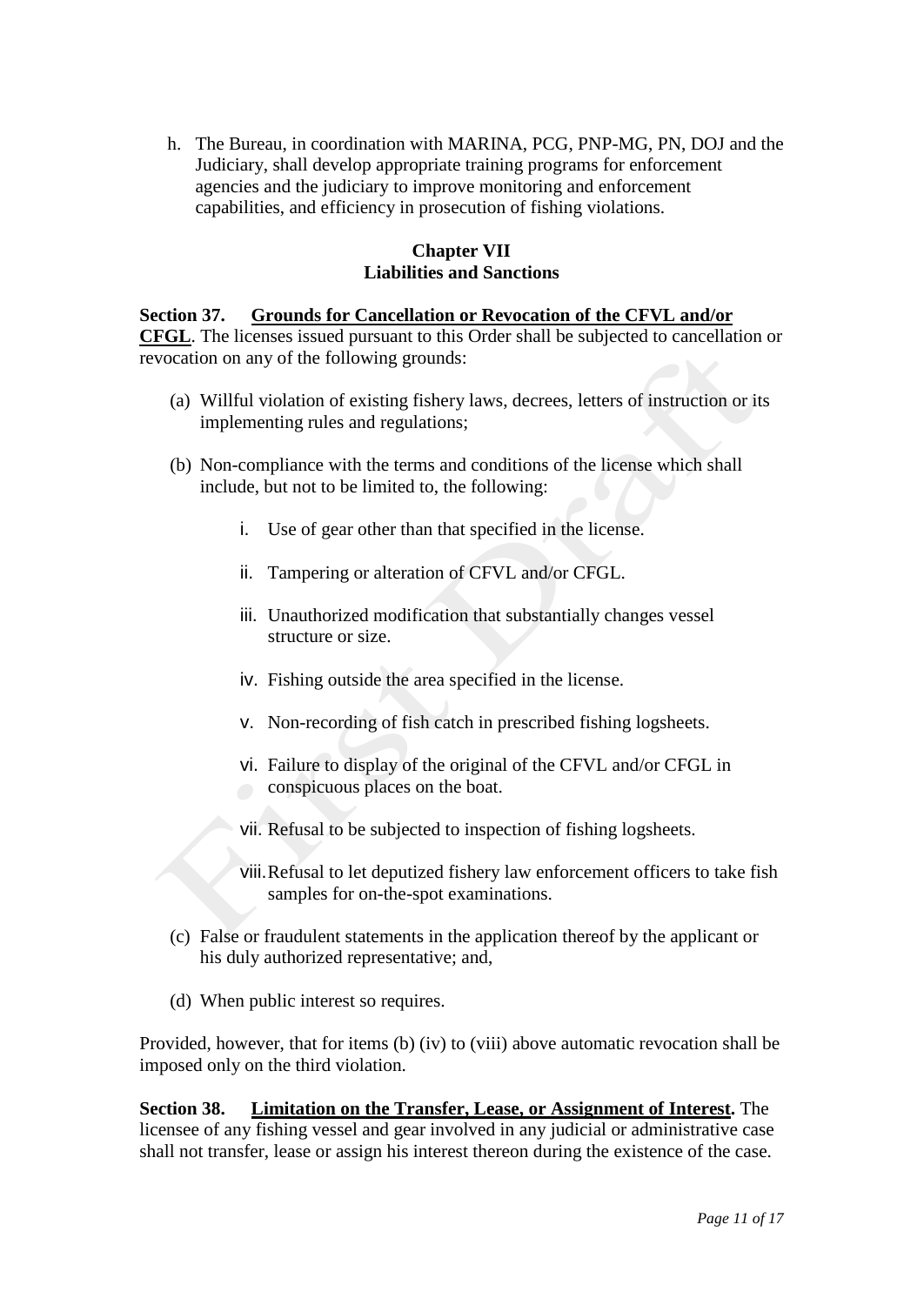h. The Bureau, in coordination with MARINA, PCG, PNP-MG, PN, DOJ and the Judiciary, shall develop appropriate training programs for enforcement agencies and the judiciary to improve monitoring and enforcement capabilities, and efficiency in prosecution of fishing violations.

## Chapter VII
## Liabilities and Sanctions

**Section 37. <u>Grounds for Cancellation or Revocation of the CFVL and/or CFGL</u>**. The licenses issued pursuant to this Order shall be subjected to cancellation or revocation on any of the following grounds:

(a) Willful violation of existing fishery laws, decrees, letters of instruction or its implementing rules and regulations;

(b) Non-compliance with the terms and conditions of the license which shall include, but not to be limited to, the following:

   i. Use of gear other than that specified in the license.

   ii. Tampering or alteration of CFVL and/or CFGL.

   iii. Unauthorized modification that substantially changes vessel structure or size.

   iv. Fishing outside the area specified in the license.

   v. Non-recording of fish catch in prescribed fishing logsheets.

   vi. Failure to display of the original of the CFVL and/or CFGL in conspicuous places on the boat.

   vii. Refusal to be subjected to inspection of fishing logsheets.

   viii. Refusal to let deputized fishery law enforcement officers to take fish samples for on-the-spot examinations.

(c) False or fraudulent statements in the application thereof by the applicant or his duly authorized representative; and,

(d) When public interest so requires.

Provided, however, that for items (b) (iv) to (viii) above automatic revocation shall be imposed only on the third violation.

**Section 38. <u>Limitation on the Transfer, Lease, or Assignment of Interest</u>.** The licensee of any fishing vessel and gear involved in any judicial or administrative case shall not transfer, lease or assign his interest thereon during the existence of the case.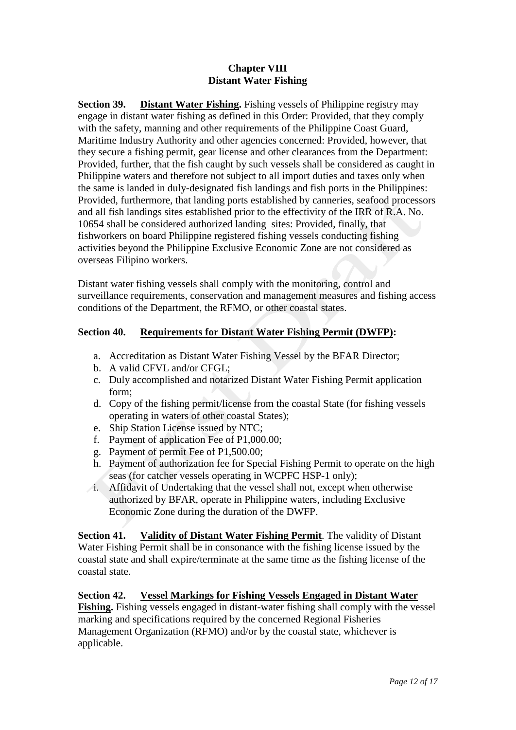## Chapter VIII
## Distant Water Fishing

**Section 39. <u>Distant Water Fishing</u>.** Fishing vessels of Philippine registry may engage in distant water fishing as defined in this Order: Provided, that they comply with the safety, manning and other requirements of the Philippine Coast Guard, Maritime Industry Authority and other agencies concerned: Provided, however, that they secure a fishing permit, gear license and other clearances from the Department: Provided, further, that the fish caught by such vessels shall be considered as caught in Philippine waters and therefore not subject to all import duties and taxes only when the same is landed in duly-designated fish landings and fish ports in the Philippines: Provided, furthermore, that landing ports established by canneries, seafood processors and all fish landings sites established prior to the effectivity of the IRR of R.A. No. 10654 shall be considered authorized landing sites: Provided, finally, that fishworkers on board Philippine registered fishing vessels conducting fishing activities beyond the Philippine Exclusive Economic Zone are not considered as overseas Filipino workers.

Distant water fishing vessels shall comply with the monitoring, control and surveillance requirements, conservation and management measures and fishing access conditions of the Department, the RFMO, or other coastal states.

**Section 40. <u>Requirements for Distant Water Fishing Permit (DWFP)</u>:**

a. Accreditation as Distant Water Fishing Vessel by the BFAR Director;
b. A valid CFVL and/or CFGL;
c. Duly accomplished and notarized Distant Water Fishing Permit application form;
d. Copy of the fishing permit/license from the coastal State (for fishing vessels operating in waters of other coastal States);
e. Ship Station License issued by NTC;
f. Payment of application Fee of P1,000.00;
g. Payment of permit Fee of P1,500.00;
h. Payment of authorization fee for Special Fishing Permit to operate on the high seas (for catcher vessels operating in WCPFC HSP-1 only);
i. Affidavit of Undertaking that the vessel shall not, except when otherwise authorized by BFAR, operate in Philippine waters, including Exclusive Economic Zone during the duration of the DWFP.

**Section 41. <u>Validity of Distant Water Fishing Permit</u>**. The validity of Distant Water Fishing Permit shall be in consonance with the fishing license issued by the coastal state and shall expire/terminate at the same time as the fishing license of the coastal state.

**Section 42. <u>Vessel Markings for Fishing Vessels Engaged in Distant Water Fishing</u>.** Fishing vessels engaged in distant-water fishing shall comply with the vessel marking and specifications required by the concerned Regional Fisheries Management Organization (RFMO) and/or by the coastal state, whichever is applicable.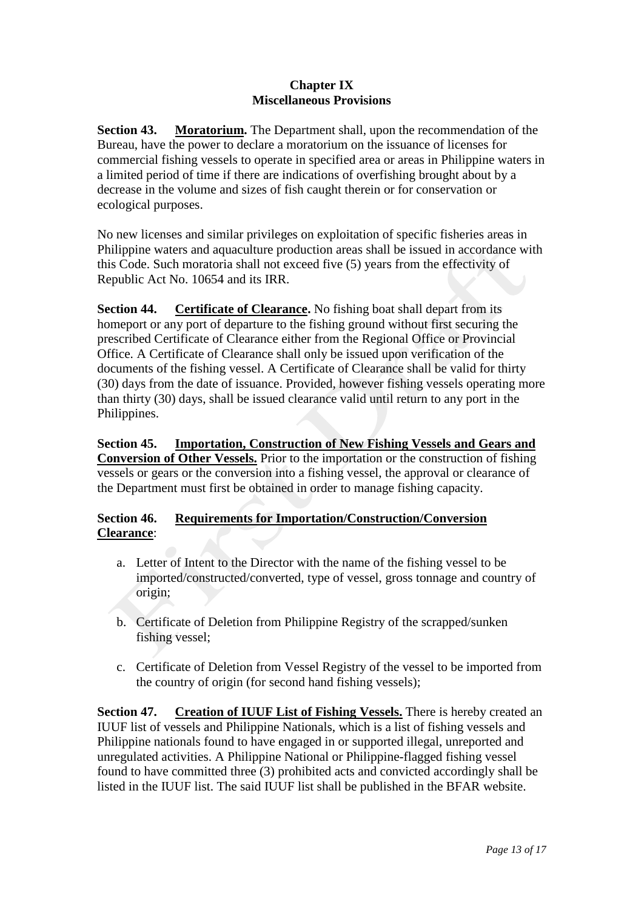## Chapter IX
## Miscellaneous Provisions

**Section 43. <u>Moratorium</u>.** The Department shall, upon the recommendation of the Bureau, have the power to declare a moratorium on the issuance of licenses for commercial fishing vessels to operate in specified area or areas in Philippine waters in a limited period of time if there are indications of overfishing brought about by a decrease in the volume and sizes of fish caught therein or for conservation or ecological purposes.

No new licenses and similar privileges on exploitation of specific fisheries areas in Philippine waters and aquaculture production areas shall be issued in accordance with this Code. Such moratoria shall not exceed five (5) years from the effectivity of Republic Act No. 10654 and its IRR.

**Section 44. <u>Certificate of Clearance</u>.** No fishing boat shall depart from its homeport or any port of departure to the fishing ground without first securing the prescribed Certificate of Clearance either from the Regional Office or Provincial Office. A Certificate of Clearance shall only be issued upon verification of the documents of the fishing vessel. A Certificate of Clearance shall be valid for thirty (30) days from the date of issuance. Provided, however fishing vessels operating more than thirty (30) days, shall be issued clearance valid until return to any port in the Philippines.

**Section 45. <u>Importation, Construction of New Fishing Vessels and Gears and Conversion of Other Vessels.</u>** Prior to the importation or the construction of fishing vessels or gears or the conversion into a fishing vessel, the approval or clearance of the Department must first be obtained in order to manage fishing capacity.

**Section 46. <u>Requirements for Importation/Construction/Conversion Clearance</u>**:

a. Letter of Intent to the Director with the name of the fishing vessel to be imported/constructed/converted, type of vessel, gross tonnage and country of origin;

b. Certificate of Deletion from Philippine Registry of the scrapped/sunken fishing vessel;

c. Certificate of Deletion from Vessel Registry of the vessel to be imported from the country of origin (for second hand fishing vessels);

**Section 47. <u>Creation of IUUF List of Fishing Vessels.</u>** There is hereby created an IUUF list of vessels and Philippine Nationals, which is a list of fishing vessels and Philippine nationals found to have engaged in or supported illegal, unreported and unregulated activities. A Philippine National or Philippine-flagged fishing vessel found to have committed three (3) prohibited acts and convicted accordingly shall be listed in the IUUF list. The said IUUF list shall be published in the BFAR website.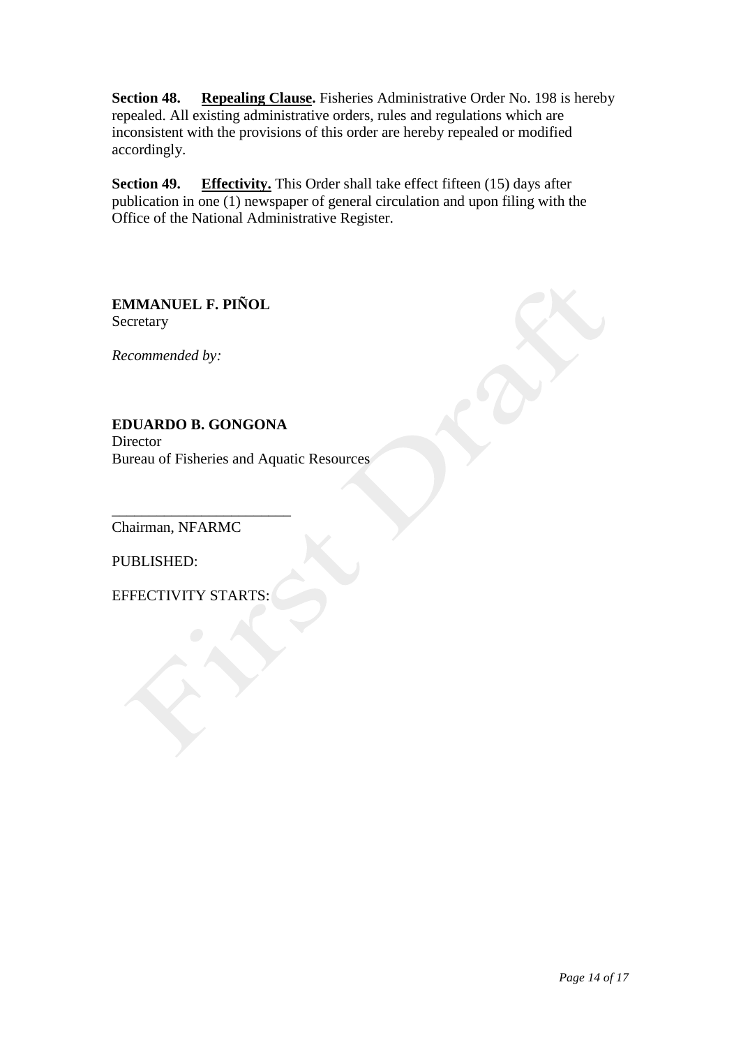**Section 48. Repealing Clause.** Fisheries Administrative Order No. 198 is hereby repealed. All existing administrative orders, rules and regulations which are inconsistent with the provisions of this order are hereby repealed or modified accordingly.

**Section 49. Effectivity.** This Order shall take effect fifteen (15) days after publication in one (1) newspaper of general circulation and upon filing with the Office of the National Administrative Register.

**EMMANUEL F. PIÑOL**
Secretary

*Recommended by:*

**EDUARDO B. GONGONA**
Director
Bureau of Fisheries and Aquatic Resources

________________________
Chairman, NFARMC

PUBLISHED:

EFFECTIVITY STARTS: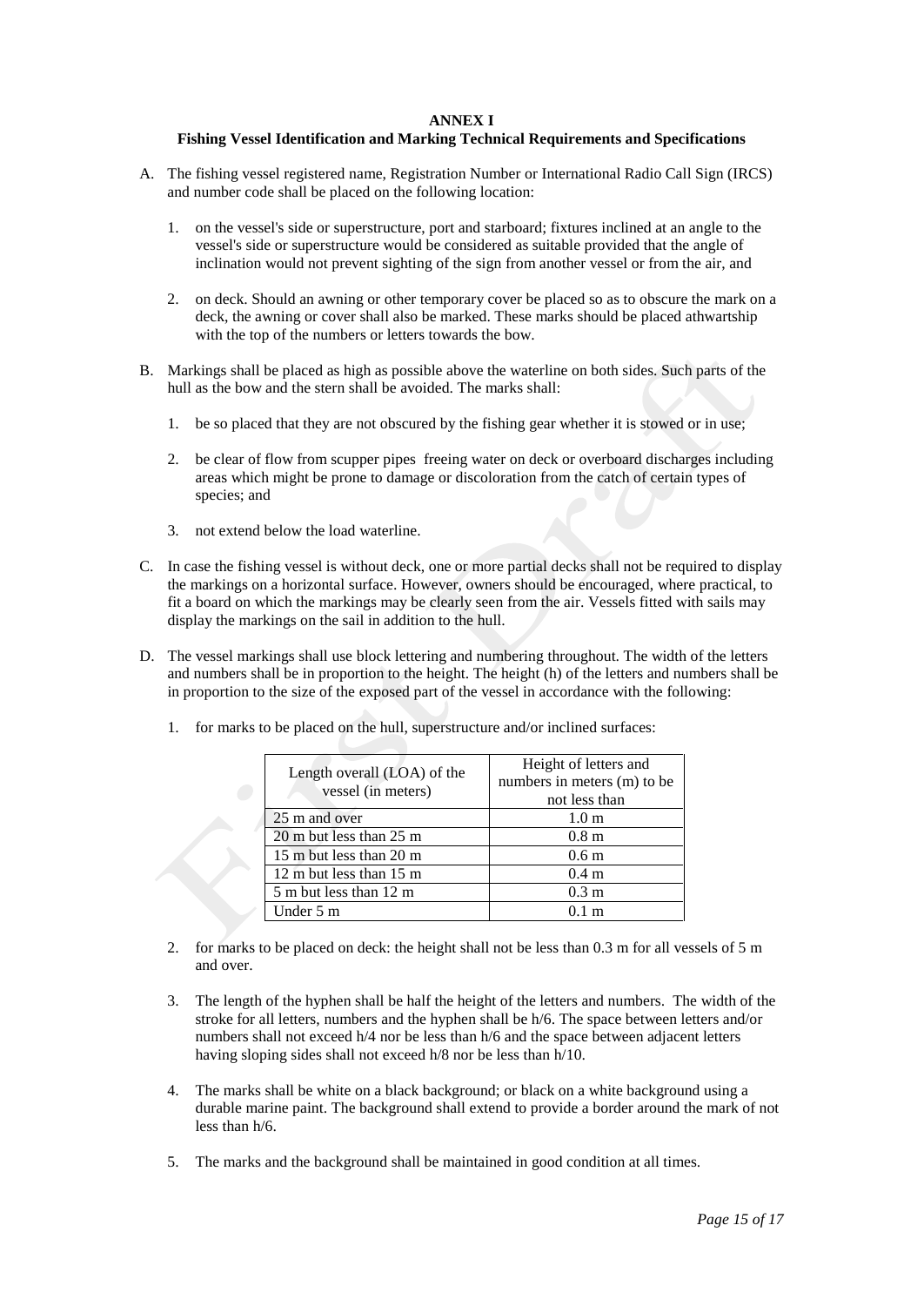# ANNEX I

## Fishing Vessel Identification and Marking Technical Requirements and Specifications

A. The fishing vessel registered name, Registration Number or International Radio Call Sign (IRCS) and number code shall be placed on the following location:

   1. on the vessel's side or superstructure, port and starboard; fixtures inclined at an angle to the vessel's side or superstructure would be considered as suitable provided that the angle of inclination would not prevent sighting of the sign from another vessel or from the air, and

   2. on deck. Should an awning or other temporary cover be placed so as to obscure the mark on a deck, the awning or cover shall also be marked. These marks should be placed athwartship with the top of the numbers or letters towards the bow.

B. Markings shall be placed as high as possible above the waterline on both sides. Such parts of the hull as the bow and the stern shall be avoided. The marks shall:

   1. be so placed that they are not obscured by the fishing gear whether it is stowed or in use;

   2. be clear of flow from scupper pipes freeing water on deck or overboard discharges including areas which might be prone to damage or discoloration from the catch of certain types of species; and

   3. not extend below the load waterline.

C. In case the fishing vessel is without deck, one or more partial decks shall not be required to display the markings on a horizontal surface. However, owners should be encouraged, where practical, to fit a board on which the markings may be clearly seen from the air. Vessels fitted with sails may display the markings on the sail in addition to the hull.

D. The vessel markings shall use block lettering and numbering throughout. The width of the letters and numbers shall be in proportion to the height. The height (h) of the letters and numbers shall be in proportion to the size of the exposed part of the vessel in accordance with the following:

   1. for marks to be placed on the hull, superstructure and/or inclined surfaces:

| Length overall (LOA) of the vessel (in meters) | Height of letters and numbers in meters (m) to be not less than |
|---|---|
| 25 m and over | 1.0 m |
| 20 m but less than 25 m | 0.8 m |
| 15 m but less than 20 m | 0.6 m |
| 12 m but less than 15 m | 0.4 m |
| 5 m but less than 12 m | 0.3 m |
| Under 5 m | 0.1 m |

   2. for marks to be placed on deck: the height shall not be less than 0.3 m for all vessels of 5 m and over.

   3. The length of the hyphen shall be half the height of the letters and numbers. The width of the stroke for all letters, numbers and the hyphen shall be $h/6$. The space between letters and/or numbers shall not exceed $h/4$ nor be less than $h/6$ and the space between adjacent letters having sloping sides shall not exceed $h/8$ nor be less than $h/10$.

   4. The marks shall be white on a black background; or black on a white background using a durable marine paint. The background shall extend to provide a border around the mark of not less than $h/6$.

   5. The marks and the background shall be maintained in good condition at all times.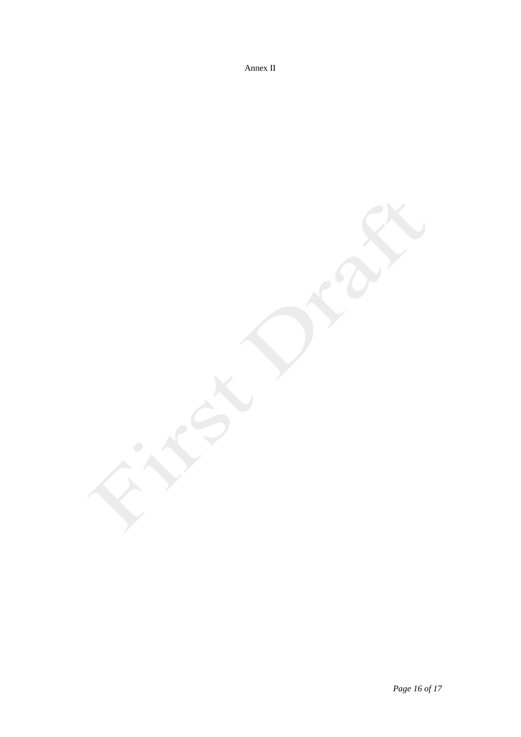Annex II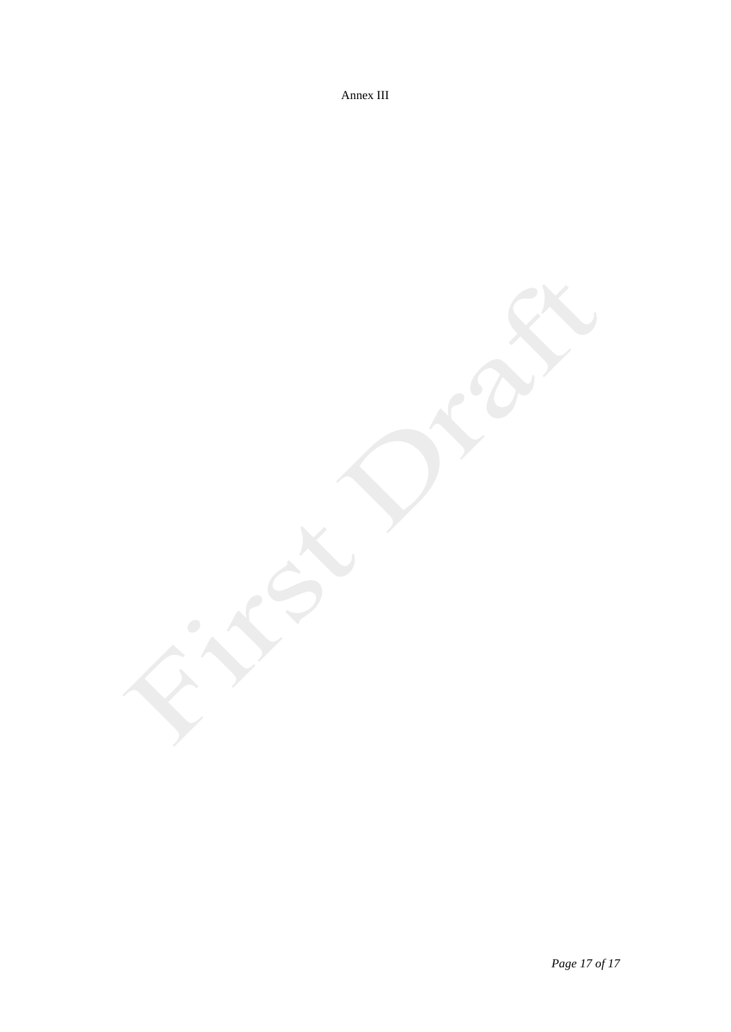Annex III